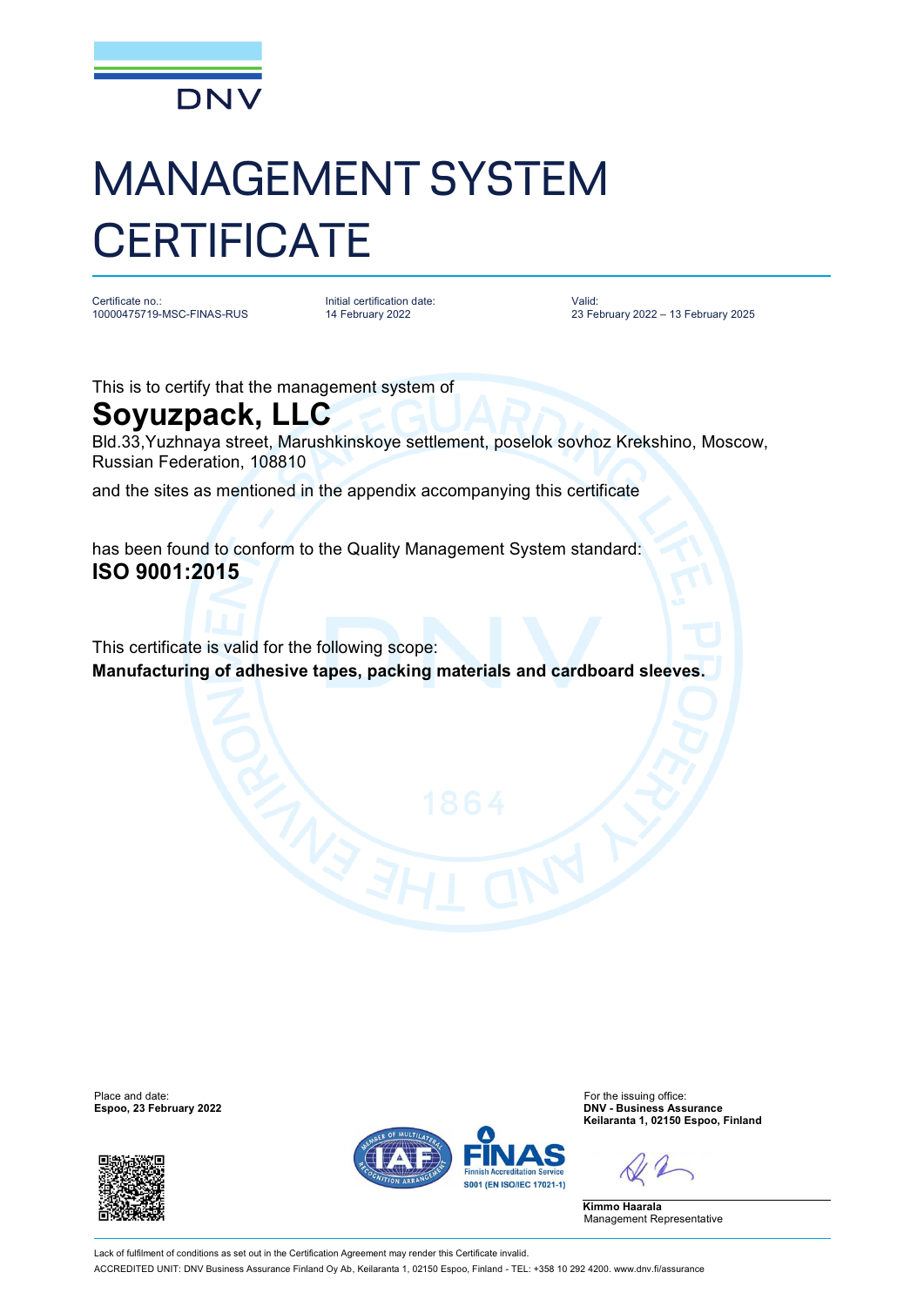DNV

# MANAGEMENT SYSTEM CERTIFICATE

| Certificate no.: | Initial certification date: | Valid: |
| --- | --- | --- |
| 10000475719-MSC-FINAS-RUS | 14 February 2022 | 23 February 2022 – 13 February 2025 |

This is to certify that the management system of

## Soyuzpack, LLC

Bld.33,Yuzhnaya street, Marushkinskoye settlement, poselok sovhoz Krekshino, Moscow, Russian Federation, 108810

and the sites as mentioned in the appendix accompanying this certificate

has been found to conform to the Quality Management System standard:

**ISO 9001:2015**

This certificate is valid for the following scope:

**Manufacturing of adhesive tapes, packing materials and cardboard sleeves.**

Place and date:
**Espoo, 23 February 2022**

For the issuing office:
**DNV - Business Assurance**
**Keilaranta 1, 02150 Espoo, Finland**

**Kimmo Haarala**
Management Representative

FINAS Finnish Accreditation Service S001 (EN ISO/IEC 17021-1)

Lack of fulfilment of conditions as set out in the Certification Agreement may render this Certificate invalid.

ACCREDITED UNIT: DNV Business Assurance Finland Oy Ab, Keilaranta 1, 02150 Espoo, Finland - TEL: +358 10 292 4200. www.dnv.fi/assurance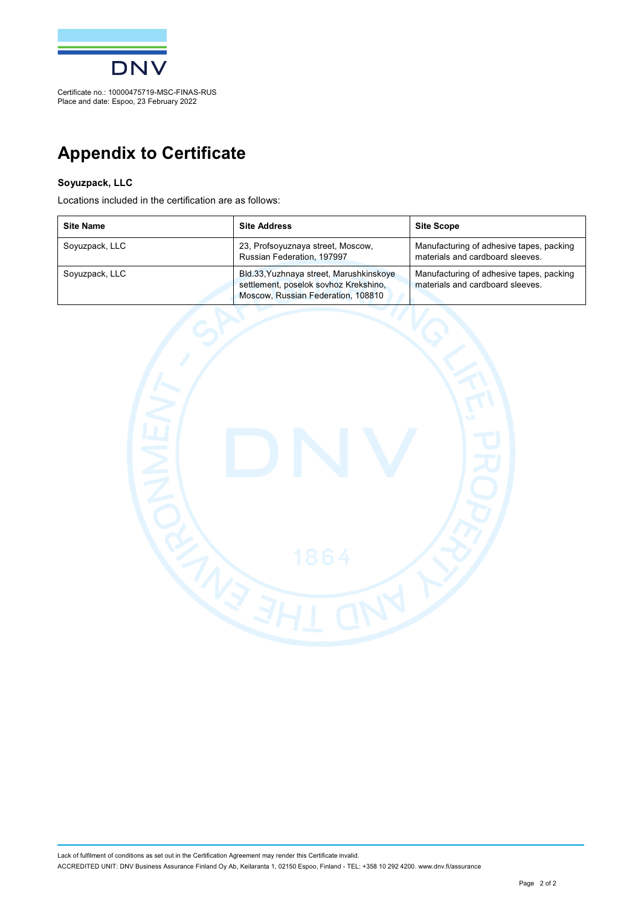Certificate no.: 10000475719-MSC-FINAS-RUS
Place and date: Espoo, 23 February 2022

# Appendix to Certificate

**Soyuzpack, LLC**

Locations included in the certification are as follows:

| Site Name | Site Address | Site Scope |
|---|---|---|
| Soyuzpack, LLC | 23, Profsoyuznaya street, Moscow, Russian Federation, 197997 | Manufacturing of adhesive tapes, packing materials and cardboard sleeves. |
| Soyuzpack, LLC | Bld.33,Yuzhnaya street, Marushkinskoye settlement, poselok sovhoz Krekshino, Moscow, Russian Federation, 108810 | Manufacturing of adhesive tapes, packing materials and cardboard sleeves. |

Lack of fulfilment of conditions as set out in the Certification Agreement may render this Certificate invalid.

ACCREDITED UNIT: DNV Business Assurance Finland Oy Ab, Keilaranta 1, 02150 Espoo, Finland - TEL: +358 10 292 4200. www.dnv.fi/assurance